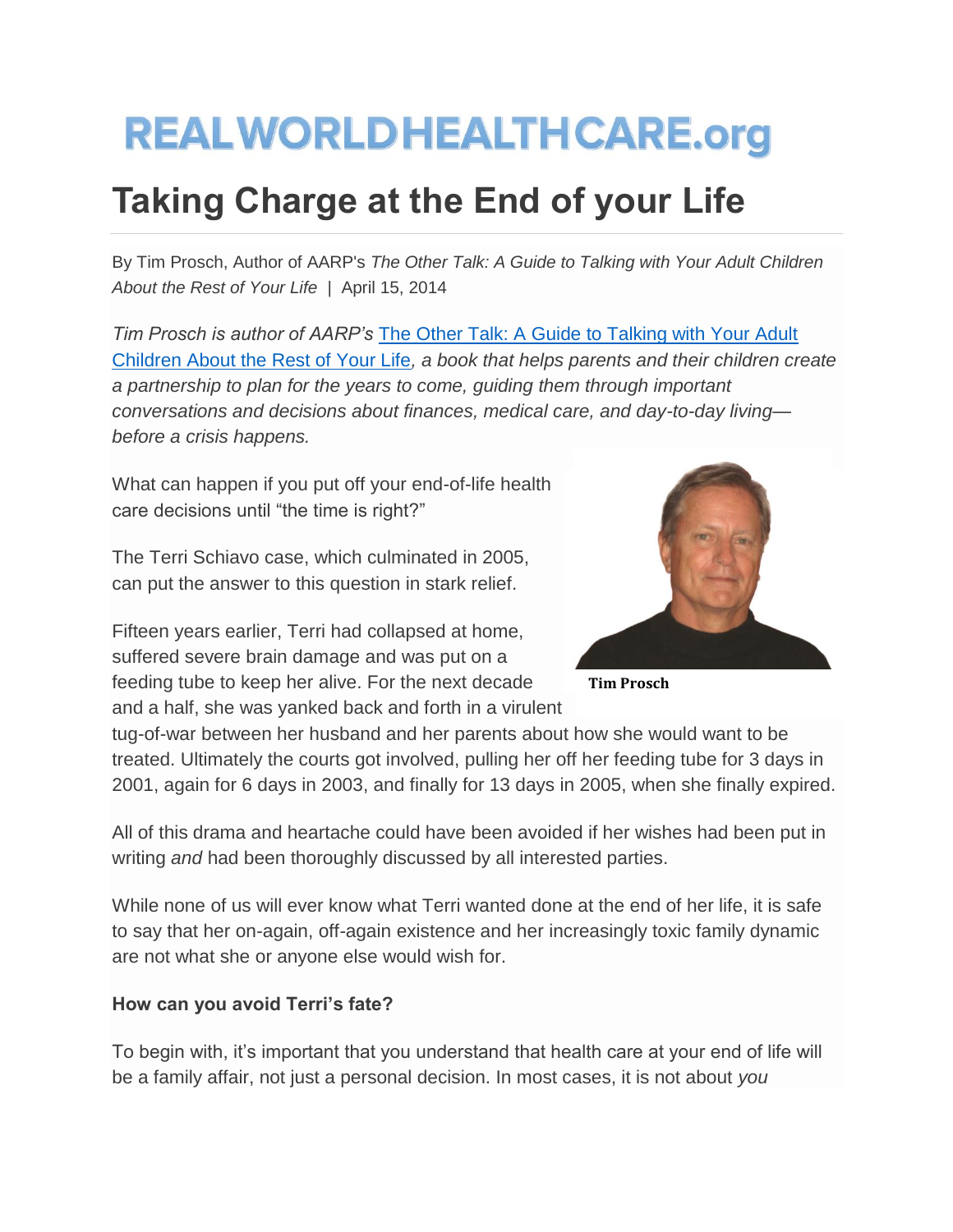# REALWORLDHEALTHCARE.org

# Taking Charge at the End of your Life

By Tim Prosch, Author of AARP's *The Other Talk: A Guide to Talking with Your Adult Children About the Rest of Your Life* | April 15, 2014

*Tim Prosch is author of AARP's* [The Other Talk: A Guide to Talking with Your Adult Children About the Rest of Your Life]()*, a book that helps parents and their children create a partnership to plan for the years to come, guiding them through important conversations and decisions about finances, medical care, and day-to-day living—before a crisis happens.*

Tim Prosch

What can happen if you put off your end-of-life health care decisions until "the time is right?"

The Terri Schiavo case, which culminated in 2005, can put the answer to this question in stark relief.

Fifteen years earlier, Terri had collapsed at home, suffered severe brain damage and was put on a feeding tube to keep her alive. For the next decade and a half, she was yanked back and forth in a virulent tug-of-war between her husband and her parents about how she would want to be treated. Ultimately the courts got involved, pulling her off her feeding tube for 3 days in 2001, again for 6 days in 2003, and finally for 13 days in 2005, when she finally expired.

All of this drama and heartache could have been avoided if her wishes had been put in writing *and* had been thoroughly discussed by all interested parties.

While none of us will ever know what Terri wanted done at the end of her life, it is safe to say that her on-again, off-again existence and her increasingly toxic family dynamic are not what she or anyone else would wish for.

**How can you avoid Terri's fate?**

To begin with, it's important that you understand that health care at your end of life will be a family affair, not just a personal decision. In most cases, it is not about *you*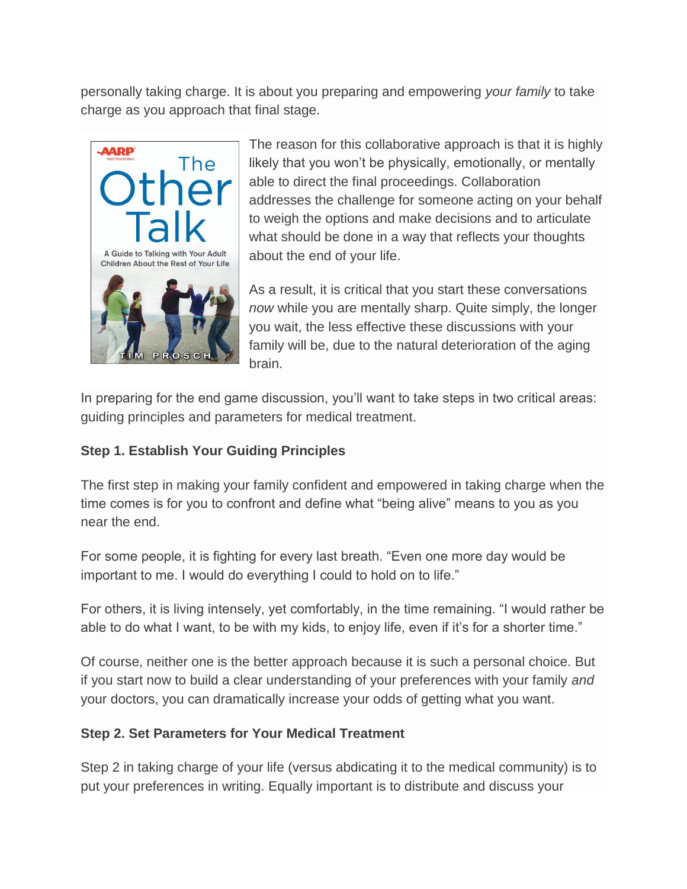personally taking charge. It is about you preparing and empowering *your family* to take charge as you approach that final stage.

The reason for this collaborative approach is that it is highly likely that you won't be physically, emotionally, or mentally able to direct the final proceedings. Collaboration addresses the challenge for someone acting on your behalf to weigh the options and make decisions and to articulate what should be done in a way that reflects your thoughts about the end of your life.

As a result, it is critical that you start these conversations *now* while you are mentally sharp. Quite simply, the longer you wait, the less effective these discussions with your family will be, due to the natural deterioration of the aging brain.

In preparing for the end game discussion, you'll want to take steps in two critical areas: guiding principles and parameters for medical treatment.

**Step 1. Establish Your Guiding Principles**

The first step in making your family confident and empowered in taking charge when the time comes is for you to confront and define what "being alive" means to you as you near the end.

For some people, it is fighting for every last breath. "Even one more day would be important to me. I would do everything I could to hold on to life."

For others, it is living intensely, yet comfortably, in the time remaining. "I would rather be able to do what I want, to be with my kids, to enjoy life, even if it's for a shorter time."

Of course, neither one is the better approach because it is such a personal choice. But if you start now to build a clear understanding of your preferences with your family *and* your doctors, you can dramatically increase your odds of getting what you want.

**Step 2. Set Parameters for Your Medical Treatment**

Step 2 in taking charge of your life (versus abdicating it to the medical community) is to put your preferences in writing. Equally important is to distribute and discuss your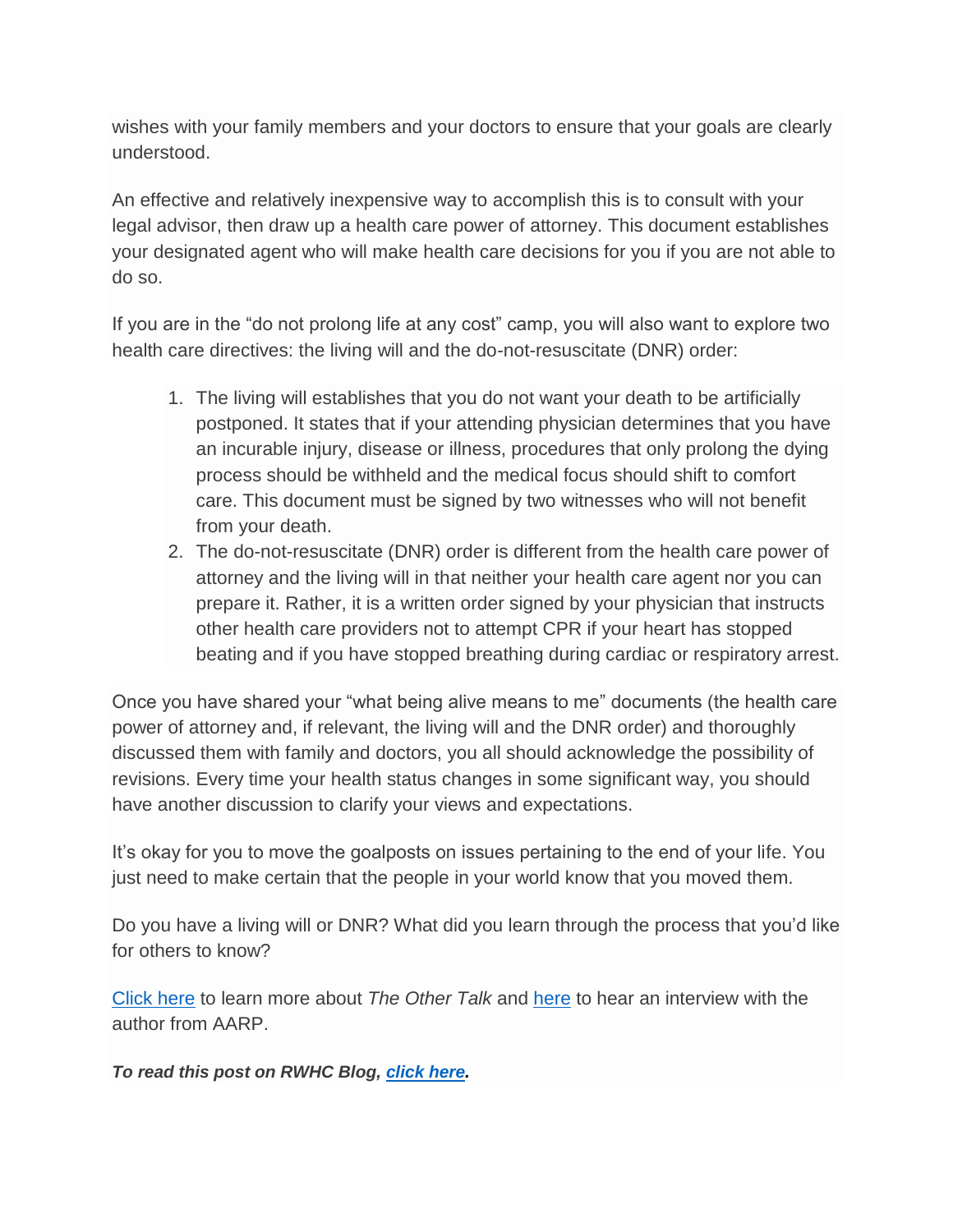wishes with your family members and your doctors to ensure that your goals are clearly understood.

An effective and relatively inexpensive way to accomplish this is to consult with your legal advisor, then draw up a health care power of attorney. This document establishes your designated agent who will make health care decisions for you if you are not able to do so.

If you are in the "do not prolong life at any cost" camp, you will also want to explore two health care directives: the living will and the do-not-resuscitate (DNR) order:

1. The living will establishes that you do not want your death to be artificially postponed. It states that if your attending physician determines that you have an incurable injury, disease or illness, procedures that only prolong the dying process should be withheld and the medical focus should shift to comfort care. This document must be signed by two witnesses who will not benefit from your death.
2. The do-not-resuscitate (DNR) order is different from the health care power of attorney and the living will in that neither your health care agent nor you can prepare it. Rather, it is a written order signed by your physician that instructs other health care providers not to attempt CPR if your heart has stopped beating and if you have stopped breathing during cardiac or respiratory arrest.

Once you have shared your "what being alive means to me" documents (the health care power of attorney and, if relevant, the living will and the DNR order) and thoroughly discussed them with family and doctors, you all should acknowledge the possibility of revisions. Every time your health status changes in some significant way, you should have another discussion to clarify your views and expectations.

It's okay for you to move the goalposts on issues pertaining to the end of your life. You just need to make certain that the people in your world know that you moved them.

Do you have a living will or DNR? What did you learn through the process that you'd like for others to know?

[Click here] to learn more about *The Other Talk* and [here] to hear an interview with the author from AARP.

***To read this post on RWHC Blog, [click here].***